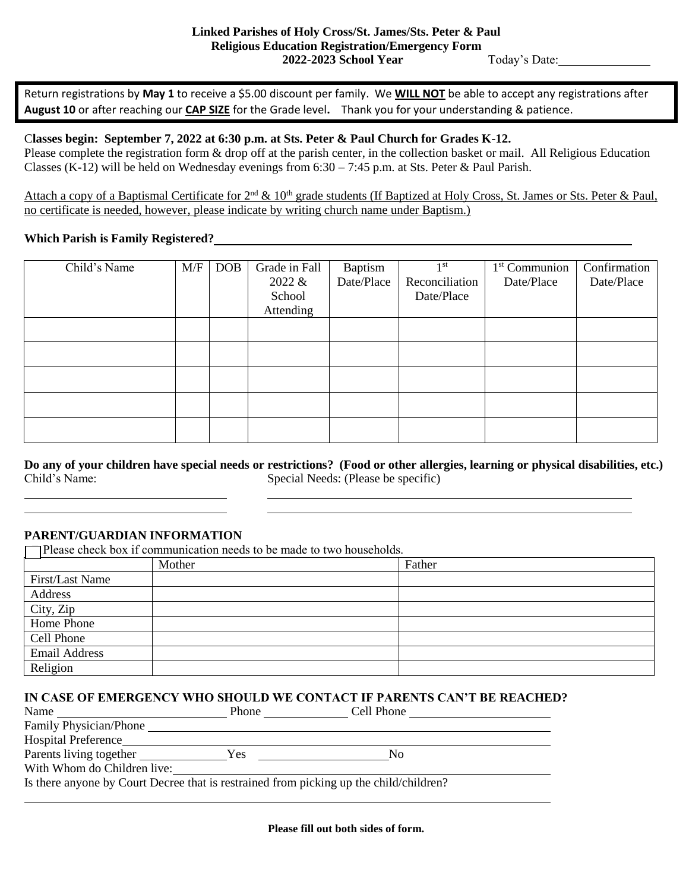**Linked Parishes of Holy Cross/St. James/Sts. Peter & Paul**
**Religious Education Registration/Emergency Form**
**2022-2023 School Year** Today's Date: ______________

Return registrations by **May 1** to receive a $5.00 discount per family. We **WILL NOT** be able to accept any registrations after **August 10** or after reaching our **CAP SIZE** for the Grade level**.** Thank you for your understanding & patience.

**Classes begin: September 7, 2022 at 6:30 p.m. at Sts. Peter & Paul Church for Grades K-12.**
Please complete the registration form & drop off at the parish center, in the collection basket or mail. All Religious Education Classes (K-12) will be held on Wednesday evenings from 6:30 – 7:45 p.m. at Sts. Peter & Paul Parish.

Attach a copy of a Baptismal Certificate for 2nd & 10th grade students (If Baptized at Holy Cross, St. James or Sts. Peter & Paul, no certificate is needed, however, please indicate by writing church name under Baptism.)

**Which Parish is Family Registered?** ____________________________________________

| Child's Name | M/F | DOB | Grade in Fall 2022 & School Attending | Baptism Date/Place | 1st Reconciliation Date/Place | 1st Communion Date/Place | Confirmation Date/Place |
|---|---|---|---|---|---|---|---|
| | | | | | | | |
| | | | | | | | |
| | | | | | | | |
| | | | | | | | |
| | | | | | | | |

**Do any of your children have special needs or restrictions? (Food or other allergies, learning or physical disabilities, etc.)**
Child's Name: Special Needs: (Please be specific)

______________________ ____________________________________________

______________________ ____________________________________________

## PARENT/GUARDIAN INFORMATION

☐ Please check box if communication needs to be made to two households.

| | Mother | Father |
|---|---|---|
| First/Last Name | | |
| Address | | |
| City, Zip | | |
| Home Phone | | |
| Cell Phone | | |
| Email Address | | |
| Religion | | |

## IN CASE OF EMERGENCY WHO SHOULD WE CONTACT IF PARENTS CAN'T BE REACHED?

Name ____________________ Phone ____________ Cell Phone ____________________

Family Physician/Phone ____________________________________________

Hospital Preference ____________________________________________

Parents living together ____________ Yes ____________________ No

With Whom do Children live: ____________________________________________

Is there anyone by Court Decree that is restrained from picking up the child/children?

____________________________________________

**Please fill out both sides of form.**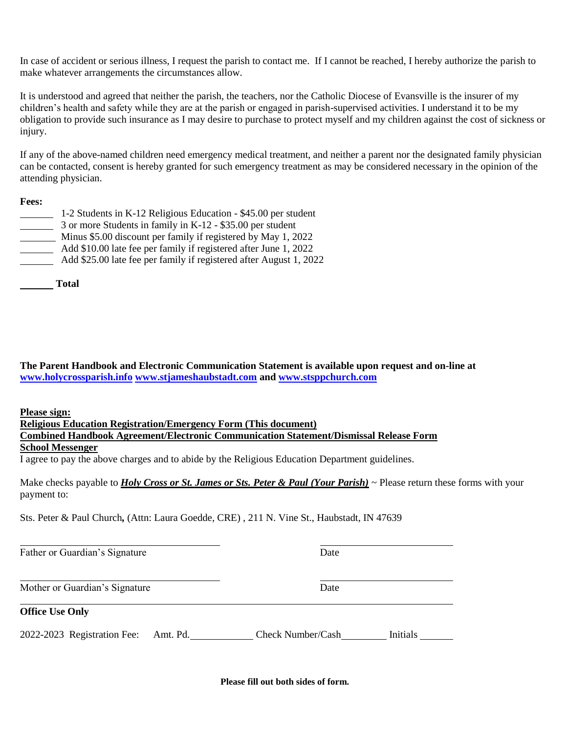In case of accident or serious illness, I request the parish to contact me. If I cannot be reached, I hereby authorize the parish to make whatever arrangements the circumstances allow.

It is understood and agreed that neither the parish, the teachers, nor the Catholic Diocese of Evansville is the insurer of my children's health and safety while they are at the parish or engaged in parish-supervised activities. I understand it to be my obligation to provide such insurance as I may desire to purchase to protect myself and my children against the cost of sickness or injury.

If any of the above-named children need emergency medical treatment, and neither a parent nor the designated family physician can be contacted, consent is hereby granted for such emergency treatment as may be considered necessary in the opinion of the attending physician.

**Fees:**

_______ 1-2 Students in K-12 Religious Education - $45.00 per student
_______ 3 or more Students in family in K-12 - $35.00 per student
_______ Minus $5.00 discount per family if registered by May 1, 2022
_______ Add $10.00 late fee per family if registered after June 1, 2022
_______ Add $25.00 late fee per family if registered after August 1, 2022

_______ **Total**

**The Parent Handbook and Electronic Communication Statement is available upon request and on-line at [www.holycrossparish.info](http://www.holycrossparish.info) [www.stjameshaubstadt.com](http://www.stjameshaubstadt.com) and [www.stsppchurch.com](http://www.stsppchurch.com)**

**Please sign:**
**Religious Education Registration/Emergency Form (This document)**
**Combined Handbook Agreement/Electronic Communication Statement/Dismissal Release Form**
**School Messenger**

I agree to pay the above charges and to abide by the Religious Education Department guidelines.

Make checks payable to ***Holy Cross or St. James or Sts. Peter & Paul (Your Parish)*** ~ Please return these forms with your payment to:

Sts. Peter & Paul Church**,** (Attn: Laura Goedde, CRE) , 211 N. Vine St., Haubstadt, IN 47639

_______________________________ _______________
Father or Guardian's Signature Date

_______________________________ _______________
Mother or Guardian's Signature Date

**Office Use Only**

2022-2023 Registration Fee: Amt. Pd.__________ Check Number/Cash________ Initials ______

**Please fill out both sides of form.**